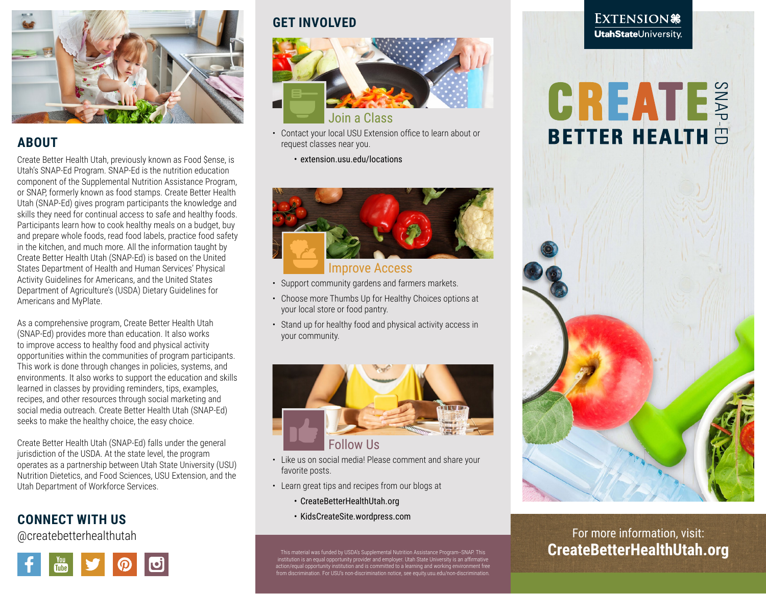## ABOUT

Create Better Health Utah, previously known as Food $ense, is Utah's SNAP-Ed Program. SNAP-Ed is the nutrition education component of the Supplemental Nutrition Assistance Program, or SNAP, formerly known as food stamps. Create Better Health Utah (SNAP-Ed) gives program participants the knowledge and skills they need for continual access to safe and healthy foods. Participants learn how to cook healthy meals on a budget, buy and prepare whole foods, read food labels, practice food safety in the kitchen, and much more. All the information taught by Create Better Health Utah (SNAP-Ed) is based on the United States Department of Health and Human Services' Physical Activity Guidelines for Americans, and the United States Department of Agriculture's (USDA) Dietary Guidelines for Americans and MyPlate.

As a comprehensive program, Create Better Health Utah (SNAP-Ed) provides more than education. It also works to improve access to healthy food and physical activity opportunities within the communities of program participants. This work is done through changes in policies, systems, and environments. It also works to support the education and skills learned in classes by providing reminders, tips, examples, recipes, and other resources through social marketing and social media outreach. Create Better Health Utah (SNAP-Ed) seeks to make the healthy choice, the easy choice.

Create Better Health Utah (SNAP-Ed) falls under the general jurisdiction of the USDA. At the state level, the program operates as a partnership between Utah State University (USU) Nutrition Dietetics, and Food Sciences, USU Extension, and the Utah Department of Workforce Services.

## CONNECT WITH US

@createbetterhealthutah

## GET INVOLVED

### Join a Class

- Contact your local USU Extension office to learn about or request classes near you.
  - extension.usu.edu/locations

### Improve Access

- Support community gardens and farmers markets.
- Choose more Thumbs Up for Healthy Choices options at your local store or food pantry.
- Stand up for healthy food and physical activity access in your community.

### Follow Us

- Like us on social media! Please comment and share your favorite posts.
- Learn great tips and recipes from our blogs at
  - CreateBetterHealthUtah.org
  - KidsCreateSite.wordpress.com

This material was funded by USDA's Supplemental Nutrition Assistance Program–SNAP. This institution is an equal opportunity provider and employer. Utah State University is an affirmative action/equal opportunity institution and is committed to a learning and working environment free from discrimination. For USU's non-discrimination notice, see equity.usu.edu/non-discrimination.

EXTENSION
UtahStateUniversity.

# CREATE BETTER HEALTH

SNAP-ED

For more information, visit:
**CreateBetterHealthUtah.org**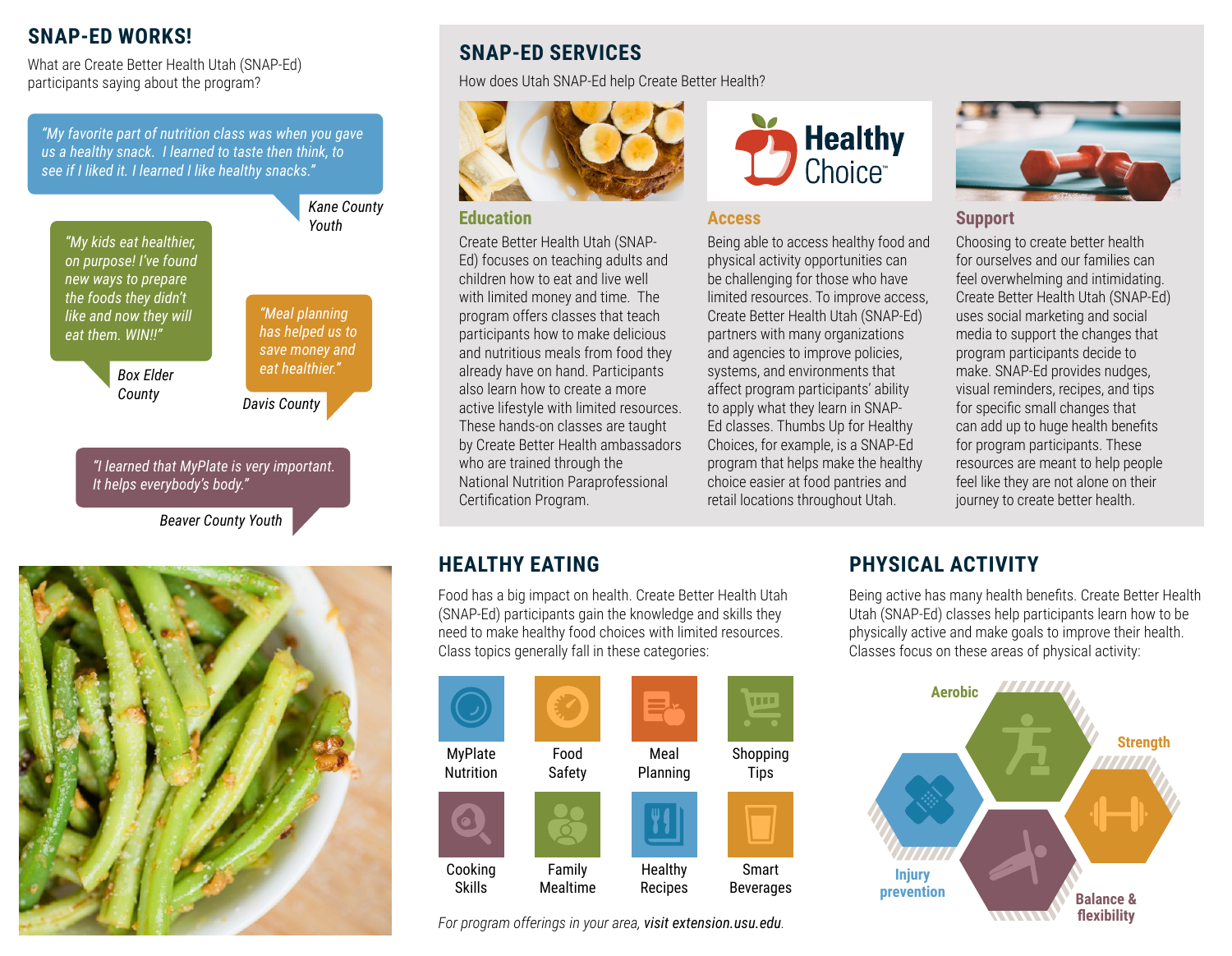## SNAP-ED WORKS!

What are Create Better Health Utah (SNAP-Ed) participants saying about the program?

*"My favorite part of nutrition class was when you gave us a healthy snack. I learned to taste then think, to see if I liked it. I learned I like healthy snacks."*

*Kane County Youth*

*"My kids eat healthier, on purpose! I've found new ways to prepare the foods they didn't like and now they will eat them. WIN!!"*

*Box Elder County*

*"Meal planning has helped us to save money and eat healthier."*

*Davis County*

*"I learned that MyPlate is very important. It helps everybody's body."*

*Beaver County Youth*

## SNAP-ED SERVICES

How does Utah SNAP-Ed help Create Better Health?

### Education

Create Better Health Utah (SNAP-Ed) focuses on teaching adults and children how to eat and live well with limited money and time. The program offers classes that teach participants how to make delicious and nutritious meals from food they already have on hand. Participants also learn how to create a more active lifestyle with limited resources. These hands-on classes are taught by Create Better Health ambassadors who are trained through the National Nutrition Paraprofessional Certification Program.

### Access

Healthy Choice

Being able to access healthy food and physical activity opportunities can be challenging for those who have limited resources. To improve access, Create Better Health Utah (SNAP-Ed) partners with many organizations and agencies to improve policies, systems, and environments that affect program participants' ability to apply what they learn in SNAP-Ed classes. Thumbs Up for Healthy Choices, for example, is a SNAP-Ed program that helps make the healthy choice easier at food pantries and retail locations throughout Utah.

### Support

Choosing to create better health for ourselves and our families can feel overwhelming and intimidating. Create Better Health Utah (SNAP-Ed) uses social marketing and social media to support the changes that program participants decide to make. SNAP-Ed provides nudges, visual reminders, recipes, and tips for specific small changes that can add up to huge health benefits for program participants. These resources are meant to help people feel like they are not alone on their journey to create better health.

## HEALTHY EATING

Food has a big impact on health. Create Better Health Utah (SNAP-Ed) participants gain the knowledge and skills they need to make healthy food choices with limited resources. Class topics generally fall in these categories:

- MyPlate Nutrition
- Food Safety
- Meal Planning
- Shopping Tips
- Cooking Skills
- Family Mealtime
- Healthy Recipes
- Smart Beverages

*For program offerings in your area, visit* ***extension.usu.edu****.*

## PHYSICAL ACTIVITY

Being active has many health benefits. Create Better Health Utah (SNAP-Ed) classes help participants learn how to be physically active and make goals to improve their health. Classes focus on these areas of physical activity:

- Aerobic
- Strength
- Injury prevention
- Balance & flexibility